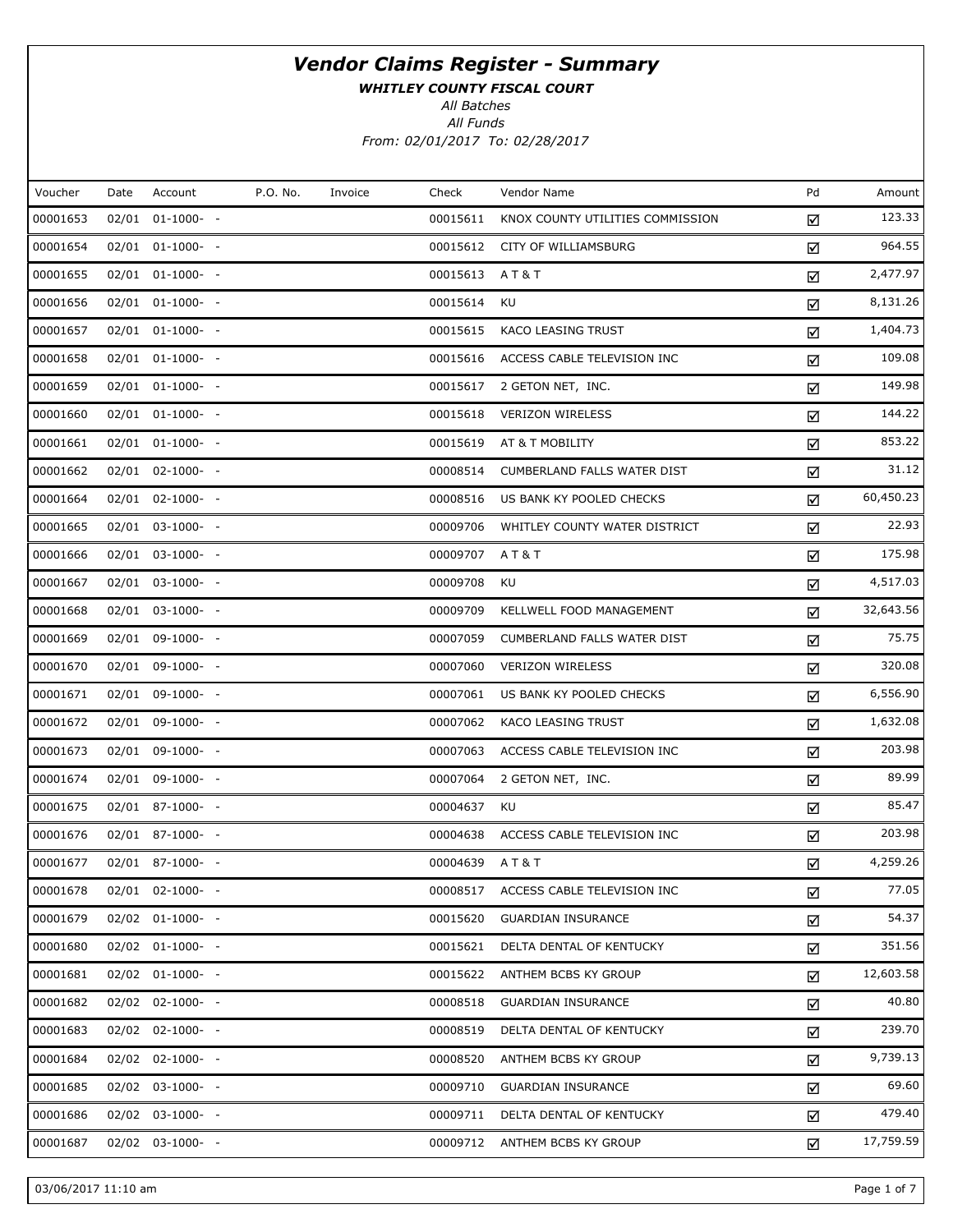# *Vendor Claims Register - Summary*

***WHITLEY COUNTY FISCAL COURT***

*All Batches*

*All Funds*

*From: 02/01/2017 To: 02/28/2017*

| Voucher | Date | Account | P.O. No. | Invoice | Check | Vendor Name | Pd | Amount |
|---|---|---|---|---|---|---|---|---|
| 00001653 | 02/01 | 01-1000- - | | | 00015611 | KNOX COUNTY UTILITIES COMMISSION | ☑ | 123.33 |
| 00001654 | 02/01 | 01-1000- - | | | 00015612 | CITY OF WILLIAMSBURG | ☑ | 964.55 |
| 00001655 | 02/01 | 01-1000- - | | | 00015613 | A T & T | ☑ | 2,477.97 |
| 00001656 | 02/01 | 01-1000- - | | | 00015614 | KU | ☑ | 8,131.26 |
| 00001657 | 02/01 | 01-1000- - | | | 00015615 | KACO LEASING TRUST | ☑ | 1,404.73 |
| 00001658 | 02/01 | 01-1000- - | | | 00015616 | ACCESS CABLE TELEVISION INC | ☑ | 109.08 |
| 00001659 | 02/01 | 01-1000- - | | | 00015617 | 2 GETON NET, INC. | ☑ | 149.98 |
| 00001660 | 02/01 | 01-1000- - | | | 00015618 | VERIZON WIRELESS | ☑ | 144.22 |
| 00001661 | 02/01 | 01-1000- - | | | 00015619 | AT & T MOBILITY | ☑ | 853.22 |
| 00001662 | 02/01 | 02-1000- - | | | 00008514 | CUMBERLAND FALLS WATER DIST | ☑ | 31.12 |
| 00001664 | 02/01 | 02-1000- - | | | 00008516 | US BANK KY POOLED CHECKS | ☑ | 60,450.23 |
| 00001665 | 02/01 | 03-1000- - | | | 00009706 | WHITLEY COUNTY WATER DISTRICT | ☑ | 22.93 |
| 00001666 | 02/01 | 03-1000- - | | | 00009707 | A T & T | ☑ | 175.98 |
| 00001667 | 02/01 | 03-1000- - | | | 00009708 | KU | ☑ | 4,517.03 |
| 00001668 | 02/01 | 03-1000- - | | | 00009709 | KELLWELL FOOD MANAGEMENT | ☑ | 32,643.56 |
| 00001669 | 02/01 | 09-1000- - | | | 00007059 | CUMBERLAND FALLS WATER DIST | ☑ | 75.75 |
| 00001670 | 02/01 | 09-1000- - | | | 00007060 | VERIZON WIRELESS | ☑ | 320.08 |
| 00001671 | 02/01 | 09-1000- - | | | 00007061 | US BANK KY POOLED CHECKS | ☑ | 6,556.90 |
| 00001672 | 02/01 | 09-1000- - | | | 00007062 | KACO LEASING TRUST | ☑ | 1,632.08 |
| 00001673 | 02/01 | 09-1000- - | | | 00007063 | ACCESS CABLE TELEVISION INC | ☑ | 203.98 |
| 00001674 | 02/01 | 09-1000- - | | | 00007064 | 2 GETON NET, INC. | ☑ | 89.99 |
| 00001675 | 02/01 | 87-1000- - | | | 00004637 | KU | ☑ | 85.47 |
| 00001676 | 02/01 | 87-1000- - | | | 00004638 | ACCESS CABLE TELEVISION INC | ☑ | 203.98 |
| 00001677 | 02/01 | 87-1000- - | | | 00004639 | A T & T | ☑ | 4,259.26 |
| 00001678 | 02/01 | 02-1000- - | | | 00008517 | ACCESS CABLE TELEVISION INC | ☑ | 77.05 |
| 00001679 | 02/02 | 01-1000- - | | | 00015620 | GUARDIAN INSURANCE | ☑ | 54.37 |
| 00001680 | 02/02 | 01-1000- - | | | 00015621 | DELTA DENTAL OF KENTUCKY | ☑ | 351.56 |
| 00001681 | 02/02 | 01-1000- - | | | 00015622 | ANTHEM BCBS KY GROUP | ☑ | 12,603.58 |
| 00001682 | 02/02 | 02-1000- - | | | 00008518 | GUARDIAN INSURANCE | ☑ | 40.80 |
| 00001683 | 02/02 | 02-1000- - | | | 00008519 | DELTA DENTAL OF KENTUCKY | ☑ | 239.70 |
| 00001684 | 02/02 | 02-1000- - | | | 00008520 | ANTHEM BCBS KY GROUP | ☑ | 9,739.13 |
| 00001685 | 02/02 | 03-1000- - | | | 00009710 | GUARDIAN INSURANCE | ☑ | 69.60 |
| 00001686 | 02/02 | 03-1000- - | | | 00009711 | DELTA DENTAL OF KENTUCKY | ☑ | 479.40 |
| 00001687 | 02/02 | 03-1000- - | | | 00009712 | ANTHEM BCBS KY GROUP | ☑ | 17,759.59 |

03/06/2017 11:10 am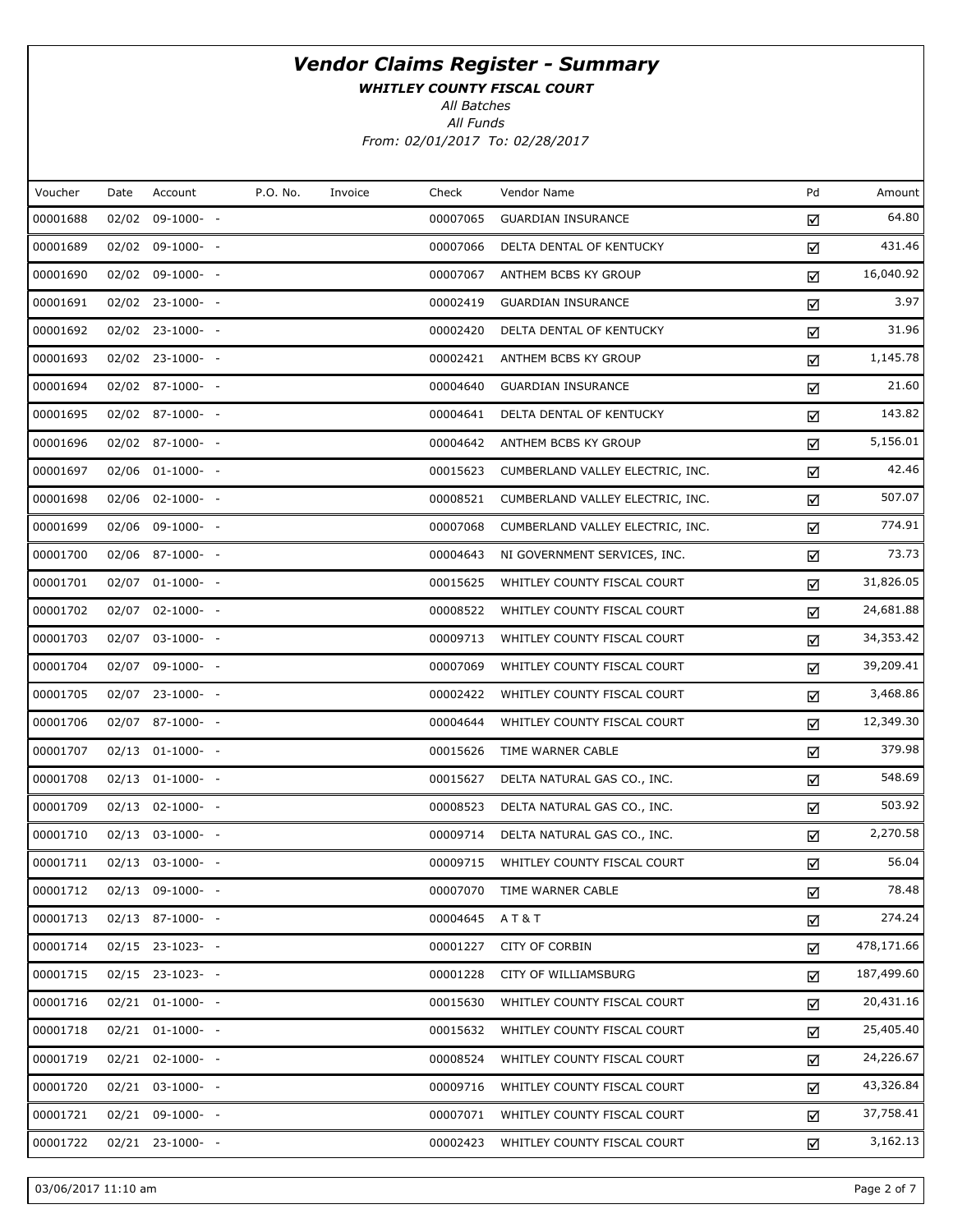# *Vendor Claims Register - Summary*

***WHITLEY COUNTY FISCAL COURT***

*All Batches*

*All Funds*

*From: 02/01/2017 To: 02/28/2017*

| Voucher | Date | Account | P.O. No. | Invoice | Check | Vendor Name | Pd | Amount |
|---|---|---|---|---|---|---|---|---|
| 00001688 | 02/02 | 09-1000- - | | | 00007065 | GUARDIAN INSURANCE | ☑ | 64.80 |
| 00001689 | 02/02 | 09-1000- - | | | 00007066 | DELTA DENTAL OF KENTUCKY | ☑ | 431.46 |
| 00001690 | 02/02 | 09-1000- - | | | 00007067 | ANTHEM BCBS KY GROUP | ☑ | 16,040.92 |
| 00001691 | 02/02 | 23-1000- - | | | 00002419 | GUARDIAN INSURANCE | ☑ | 3.97 |
| 00001692 | 02/02 | 23-1000- - | | | 00002420 | DELTA DENTAL OF KENTUCKY | ☑ | 31.96 |
| 00001693 | 02/02 | 23-1000- - | | | 00002421 | ANTHEM BCBS KY GROUP | ☑ | 1,145.78 |
| 00001694 | 02/02 | 87-1000- - | | | 00004640 | GUARDIAN INSURANCE | ☑ | 21.60 |
| 00001695 | 02/02 | 87-1000- - | | | 00004641 | DELTA DENTAL OF KENTUCKY | ☑ | 143.82 |
| 00001696 | 02/02 | 87-1000- - | | | 00004642 | ANTHEM BCBS KY GROUP | ☑ | 5,156.01 |
| 00001697 | 02/06 | 01-1000- - | | | 00015623 | CUMBERLAND VALLEY ELECTRIC, INC. | ☑ | 42.46 |
| 00001698 | 02/06 | 02-1000- - | | | 00008521 | CUMBERLAND VALLEY ELECTRIC, INC. | ☑ | 507.07 |
| 00001699 | 02/06 | 09-1000- - | | | 00007068 | CUMBERLAND VALLEY ELECTRIC, INC. | ☑ | 774.91 |
| 00001700 | 02/06 | 87-1000- - | | | 00004643 | NI GOVERNMENT SERVICES, INC. | ☑ | 73.73 |
| 00001701 | 02/07 | 01-1000- - | | | 00015625 | WHITLEY COUNTY FISCAL COURT | ☑ | 31,826.05 |
| 00001702 | 02/07 | 02-1000- - | | | 00008522 | WHITLEY COUNTY FISCAL COURT | ☑ | 24,681.88 |
| 00001703 | 02/07 | 03-1000- - | | | 00009713 | WHITLEY COUNTY FISCAL COURT | ☑ | 34,353.42 |
| 00001704 | 02/07 | 09-1000- - | | | 00007069 | WHITLEY COUNTY FISCAL COURT | ☑ | 39,209.41 |
| 00001705 | 02/07 | 23-1000- - | | | 00002422 | WHITLEY COUNTY FISCAL COURT | ☑ | 3,468.86 |
| 00001706 | 02/07 | 87-1000- - | | | 00004644 | WHITLEY COUNTY FISCAL COURT | ☑ | 12,349.30 |
| 00001707 | 02/13 | 01-1000- - | | | 00015626 | TIME WARNER CABLE | ☑ | 379.98 |
| 00001708 | 02/13 | 01-1000- - | | | 00015627 | DELTA NATURAL GAS CO., INC. | ☑ | 548.69 |
| 00001709 | 02/13 | 02-1000- - | | | 00008523 | DELTA NATURAL GAS CO., INC. | ☑ | 503.92 |
| 00001710 | 02/13 | 03-1000- - | | | 00009714 | DELTA NATURAL GAS CO., INC. | ☑ | 2,270.58 |
| 00001711 | 02/13 | 03-1000- - | | | 00009715 | WHITLEY COUNTY FISCAL COURT | ☑ | 56.04 |
| 00001712 | 02/13 | 09-1000- - | | | 00007070 | TIME WARNER CABLE | ☑ | 78.48 |
| 00001713 | 02/13 | 87-1000- - | | | 00004645 | A T & T | ☑ | 274.24 |
| 00001714 | 02/15 | 23-1023- - | | | 00001227 | CITY OF CORBIN | ☑ | 478,171.66 |
| 00001715 | 02/15 | 23-1023- - | | | 00001228 | CITY OF WILLIAMSBURG | ☑ | 187,499.60 |
| 00001716 | 02/21 | 01-1000- - | | | 00015630 | WHITLEY COUNTY FISCAL COURT | ☑ | 20,431.16 |
| 00001718 | 02/21 | 01-1000- - | | | 00015632 | WHITLEY COUNTY FISCAL COURT | ☑ | 25,405.40 |
| 00001719 | 02/21 | 02-1000- - | | | 00008524 | WHITLEY COUNTY FISCAL COURT | ☑ | 24,226.67 |
| 00001720 | 02/21 | 03-1000- - | | | 00009716 | WHITLEY COUNTY FISCAL COURT | ☑ | 43,326.84 |
| 00001721 | 02/21 | 09-1000- - | | | 00007071 | WHITLEY COUNTY FISCAL COURT | ☑ | 37,758.41 |
| 00001722 | 02/21 | 23-1000- - | | | 00002423 | WHITLEY COUNTY FISCAL COURT | ☑ | 3,162.13 |

03/06/2017 11:10 am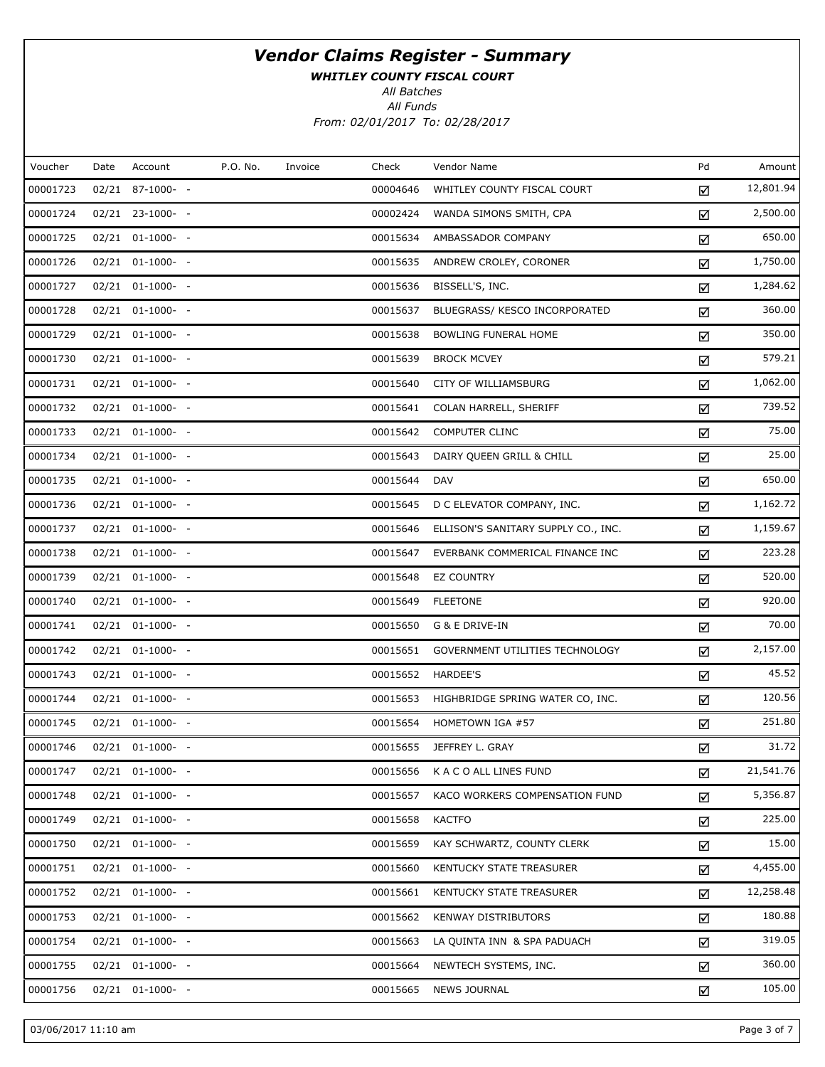# *Vendor Claims Register - Summary*

***WHITLEY COUNTY FISCAL COURT***

*All Batches*

*All Funds*

*From: 02/01/2017 To: 02/28/2017*

| Voucher | Date | Account | P.O. No. | Invoice | Check | Vendor Name | Pd | Amount |
|---|---|---|---|---|---|---|---|---|
| 00001723 | 02/21 | 87-1000- - | | | 00004646 | WHITLEY COUNTY FISCAL COURT | ☑ | 12,801.94 |
| 00001724 | 02/21 | 23-1000- - | | | 00002424 | WANDA SIMONS SMITH, CPA | ☑ | 2,500.00 |
| 00001725 | 02/21 | 01-1000- - | | | 00015634 | AMBASSADOR COMPANY | ☑ | 650.00 |
| 00001726 | 02/21 | 01-1000- - | | | 00015635 | ANDREW CROLEY, CORONER | ☑ | 1,750.00 |
| 00001727 | 02/21 | 01-1000- - | | | 00015636 | BISSELL'S, INC. | ☑ | 1,284.62 |
| 00001728 | 02/21 | 01-1000- - | | | 00015637 | BLUEGRASS/ KESCO INCORPORATED | ☑ | 360.00 |
| 00001729 | 02/21 | 01-1000- - | | | 00015638 | BOWLING FUNERAL HOME | ☑ | 350.00 |
| 00001730 | 02/21 | 01-1000- - | | | 00015639 | BROCK MCVEY | ☑ | 579.21 |
| 00001731 | 02/21 | 01-1000- - | | | 00015640 | CITY OF WILLIAMSBURG | ☑ | 1,062.00 |
| 00001732 | 02/21 | 01-1000- - | | | 00015641 | COLAN HARRELL, SHERIFF | ☑ | 739.52 |
| 00001733 | 02/21 | 01-1000- - | | | 00015642 | COMPUTER CLINC | ☑ | 75.00 |
| 00001734 | 02/21 | 01-1000- - | | | 00015643 | DAIRY QUEEN GRILL & CHILL | ☑ | 25.00 |
| 00001735 | 02/21 | 01-1000- - | | | 00015644 | DAV | ☑ | 650.00 |
| 00001736 | 02/21 | 01-1000- - | | | 00015645 | D C ELEVATOR COMPANY, INC. | ☑ | 1,162.72 |
| 00001737 | 02/21 | 01-1000- - | | | 00015646 | ELLISON'S SANITARY SUPPLY CO., INC. | ☑ | 1,159.67 |
| 00001738 | 02/21 | 01-1000- - | | | 00015647 | EVERBANK COMMERICAL FINANCE INC | ☑ | 223.28 |
| 00001739 | 02/21 | 01-1000- - | | | 00015648 | EZ COUNTRY | ☑ | 520.00 |
| 00001740 | 02/21 | 01-1000- - | | | 00015649 | FLEETONE | ☑ | 920.00 |
| 00001741 | 02/21 | 01-1000- - | | | 00015650 | G & E DRIVE-IN | ☑ | 70.00 |
| 00001742 | 02/21 | 01-1000- - | | | 00015651 | GOVERNMENT UTILITIES TECHNOLOGY | ☑ | 2,157.00 |
| 00001743 | 02/21 | 01-1000- - | | | 00015652 | HARDEE'S | ☑ | 45.52 |
| 00001744 | 02/21 | 01-1000- - | | | 00015653 | HIGHBRIDGE SPRING WATER CO, INC. | ☑ | 120.56 |
| 00001745 | 02/21 | 01-1000- - | | | 00015654 | HOMETOWN IGA #57 | ☑ | 251.80 |
| 00001746 | 02/21 | 01-1000- - | | | 00015655 | JEFFREY L. GRAY | ☑ | 31.72 |
| 00001747 | 02/21 | 01-1000- - | | | 00015656 | K A C O ALL LINES FUND | ☑ | 21,541.76 |
| 00001748 | 02/21 | 01-1000- - | | | 00015657 | KACO WORKERS COMPENSATION FUND | ☑ | 5,356.87 |
| 00001749 | 02/21 | 01-1000- - | | | 00015658 | KACTFO | ☑ | 225.00 |
| 00001750 | 02/21 | 01-1000- - | | | 00015659 | KAY SCHWARTZ, COUNTY CLERK | ☑ | 15.00 |
| 00001751 | 02/21 | 01-1000- - | | | 00015660 | KENTUCKY STATE TREASURER | ☑ | 4,455.00 |
| 00001752 | 02/21 | 01-1000- - | | | 00015661 | KENTUCKY STATE TREASURER | ☑ | 12,258.48 |
| 00001753 | 02/21 | 01-1000- - | | | 00015662 | KENWAY DISTRIBUTORS | ☑ | 180.88 |
| 00001754 | 02/21 | 01-1000- - | | | 00015663 | LA QUINTA INN & SPA PADUACH | ☑ | 319.05 |
| 00001755 | 02/21 | 01-1000- - | | | 00015664 | NEWTECH SYSTEMS, INC. | ☑ | 360.00 |
| 00001756 | 02/21 | 01-1000- - | | | 00015665 | NEWS JOURNAL | ☑ | 105.00 |

03/06/2017 11:10 am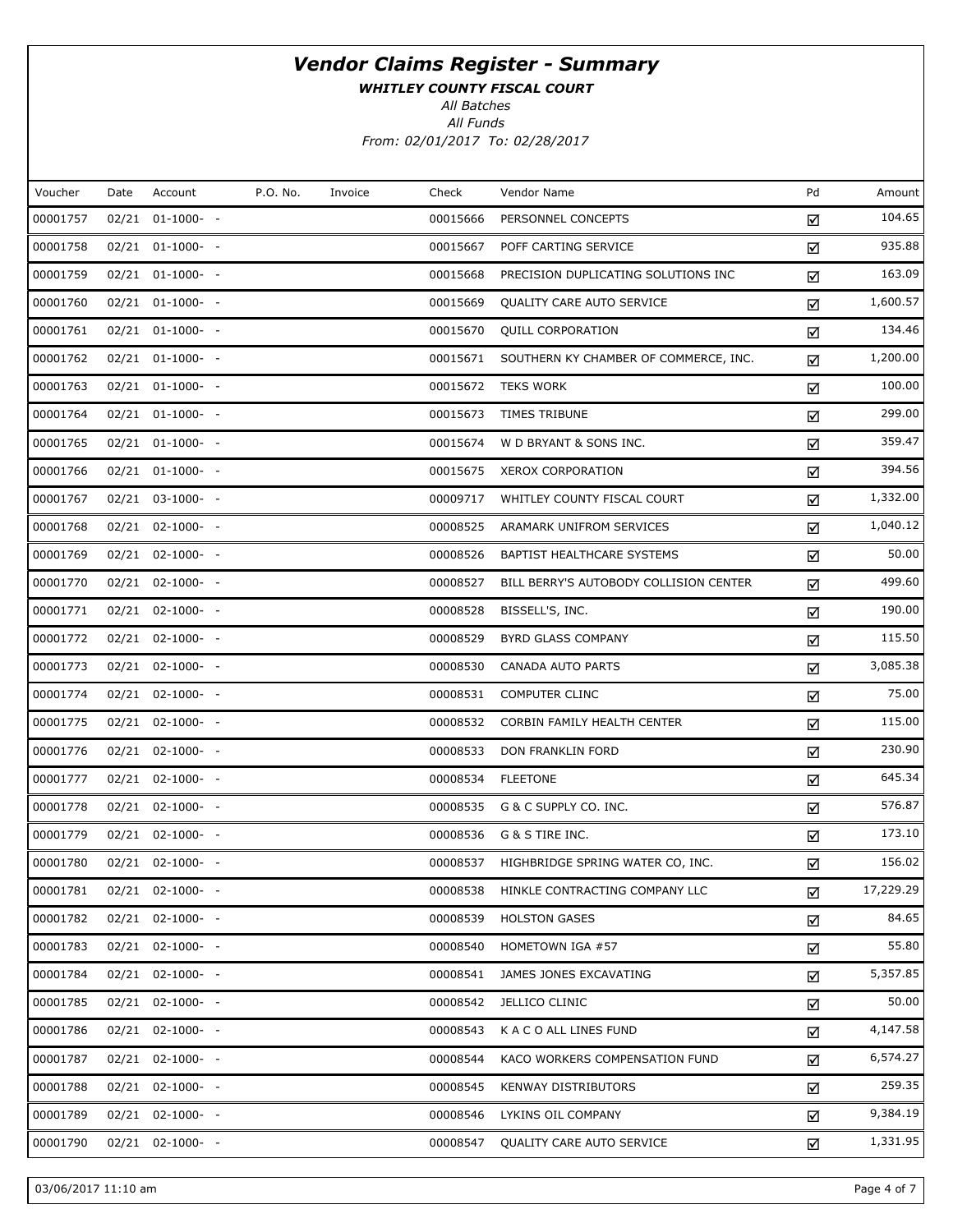# *Vendor Claims Register - Summary*

***WHITLEY COUNTY FISCAL COURT***

*All Batches*

*All Funds*

*From: 02/01/2017 To: 02/28/2017*

| Voucher | Date | Account | P.O. No. | Invoice | Check | Vendor Name | Pd | Amount |
|---|---|---|---|---|---|---|---|---|
| 00001757 | 02/21 | 01-1000- - | | | 00015666 | PERSONNEL CONCEPTS | ☑ | 104.65 |
| 00001758 | 02/21 | 01-1000- - | | | 00015667 | POFF CARTING SERVICE | ☑ | 935.88 |
| 00001759 | 02/21 | 01-1000- - | | | 00015668 | PRECISION DUPLICATING SOLUTIONS INC | ☑ | 163.09 |
| 00001760 | 02/21 | 01-1000- - | | | 00015669 | QUALITY CARE AUTO SERVICE | ☑ | 1,600.57 |
| 00001761 | 02/21 | 01-1000- - | | | 00015670 | QUILL CORPORATION | ☑ | 134.46 |
| 00001762 | 02/21 | 01-1000- - | | | 00015671 | SOUTHERN KY CHAMBER OF COMMERCE, INC. | ☑ | 1,200.00 |
| 00001763 | 02/21 | 01-1000- - | | | 00015672 | TEKS WORK | ☑ | 100.00 |
| 00001764 | 02/21 | 01-1000- - | | | 00015673 | TIMES TRIBUNE | ☑ | 299.00 |
| 00001765 | 02/21 | 01-1000- - | | | 00015674 | W D BRYANT & SONS INC. | ☑ | 359.47 |
| 00001766 | 02/21 | 01-1000- - | | | 00015675 | XEROX CORPORATION | ☑ | 394.56 |
| 00001767 | 02/21 | 03-1000- - | | | 00009717 | WHITLEY COUNTY FISCAL COURT | ☑ | 1,332.00 |
| 00001768 | 02/21 | 02-1000- - | | | 00008525 | ARAMARK UNIFROM SERVICES | ☑ | 1,040.12 |
| 00001769 | 02/21 | 02-1000- - | | | 00008526 | BAPTIST HEALTHCARE SYSTEMS | ☑ | 50.00 |
| 00001770 | 02/21 | 02-1000- - | | | 00008527 | BILL BERRY'S AUTOBODY COLLISION CENTER | ☑ | 499.60 |
| 00001771 | 02/21 | 02-1000- - | | | 00008528 | BISSELL'S, INC. | ☑ | 190.00 |
| 00001772 | 02/21 | 02-1000- - | | | 00008529 | BYRD GLASS COMPANY | ☑ | 115.50 |
| 00001773 | 02/21 | 02-1000- - | | | 00008530 | CANADA AUTO PARTS | ☑ | 3,085.38 |
| 00001774 | 02/21 | 02-1000- - | | | 00008531 | COMPUTER CLINC | ☑ | 75.00 |
| 00001775 | 02/21 | 02-1000- - | | | 00008532 | CORBIN FAMILY HEALTH CENTER | ☑ | 115.00 |
| 00001776 | 02/21 | 02-1000- - | | | 00008533 | DON FRANKLIN FORD | ☑ | 230.90 |
| 00001777 | 02/21 | 02-1000- - | | | 00008534 | FLEETONE | ☑ | 645.34 |
| 00001778 | 02/21 | 02-1000- - | | | 00008535 | G & C SUPPLY CO. INC. | ☑ | 576.87 |
| 00001779 | 02/21 | 02-1000- - | | | 00008536 | G & S TIRE INC. | ☑ | 173.10 |
| 00001780 | 02/21 | 02-1000- - | | | 00008537 | HIGHBRIDGE SPRING WATER CO, INC. | ☑ | 156.02 |
| 00001781 | 02/21 | 02-1000- - | | | 00008538 | HINKLE CONTRACTING COMPANY LLC | ☑ | 17,229.29 |
| 00001782 | 02/21 | 02-1000- - | | | 00008539 | HOLSTON GASES | ☑ | 84.65 |
| 00001783 | 02/21 | 02-1000- - | | | 00008540 | HOMETOWN IGA #57 | ☑ | 55.80 |
| 00001784 | 02/21 | 02-1000- - | | | 00008541 | JAMES JONES EXCAVATING | ☑ | 5,357.85 |
| 00001785 | 02/21 | 02-1000- - | | | 00008542 | JELLICO CLINIC | ☑ | 50.00 |
| 00001786 | 02/21 | 02-1000- - | | | 00008543 | K A C O ALL LINES FUND | ☑ | 4,147.58 |
| 00001787 | 02/21 | 02-1000- - | | | 00008544 | KACO WORKERS COMPENSATION FUND | ☑ | 6,574.27 |
| 00001788 | 02/21 | 02-1000- - | | | 00008545 | KENWAY DISTRIBUTORS | ☑ | 259.35 |
| 00001789 | 02/21 | 02-1000- - | | | 00008546 | LYKINS OIL COMPANY | ☑ | 9,384.19 |
| 00001790 | 02/21 | 02-1000- - | | | 00008547 | QUALITY CARE AUTO SERVICE | ☑ | 1,331.95 |

03/06/2017 11:10 am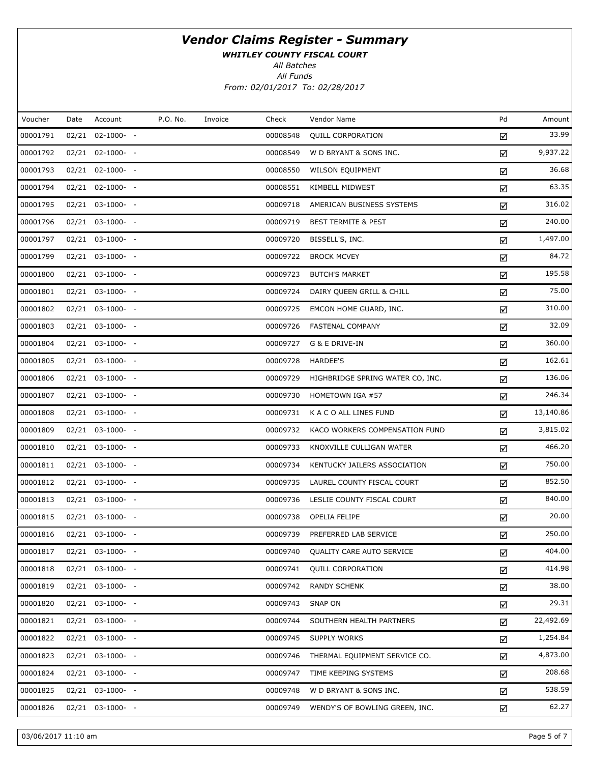# Vendor Claims Register - Summary

***WHITLEY COUNTY FISCAL COURT***

*All Batches*

*All Funds*

*From: 02/01/2017 To: 02/28/2017*

| Voucher | Date | Account | P.O. No. | Invoice | Check | Vendor Name | Pd | Amount |
|---|---|---|---|---|---|---|---|---|
| 00001791 | 02/21 | 02-1000- - | | | 00008548 | QUILL CORPORATION | ☑ | 33.99 |
| 00001792 | 02/21 | 02-1000- - | | | 00008549 | W D BRYANT & SONS INC. | ☑ | 9,937.22 |
| 00001793 | 02/21 | 02-1000- - | | | 00008550 | WILSON EQUIPMENT | ☑ | 36.68 |
| 00001794 | 02/21 | 02-1000- - | | | 00008551 | KIMBELL MIDWEST | ☑ | 63.35 |
| 00001795 | 02/21 | 03-1000- - | | | 00009718 | AMERICAN BUSINESS SYSTEMS | ☑ | 316.02 |
| 00001796 | 02/21 | 03-1000- - | | | 00009719 | BEST TERMITE & PEST | ☑ | 240.00 |
| 00001797 | 02/21 | 03-1000- - | | | 00009720 | BISSELL'S, INC. | ☑ | 1,497.00 |
| 00001799 | 02/21 | 03-1000- - | | | 00009722 | BROCK MCVEY | ☑ | 84.72 |
| 00001800 | 02/21 | 03-1000- - | | | 00009723 | BUTCH'S MARKET | ☑ | 195.58 |
| 00001801 | 02/21 | 03-1000- - | | | 00009724 | DAIRY QUEEN GRILL & CHILL | ☑ | 75.00 |
| 00001802 | 02/21 | 03-1000- - | | | 00009725 | EMCON HOME GUARD, INC. | ☑ | 310.00 |
| 00001803 | 02/21 | 03-1000- - | | | 00009726 | FASTENAL COMPANY | ☑ | 32.09 |
| 00001804 | 02/21 | 03-1000- - | | | 00009727 | G & E DRIVE-IN | ☑ | 360.00 |
| 00001805 | 02/21 | 03-1000- - | | | 00009728 | HARDEE'S | ☑ | 162.61 |
| 00001806 | 02/21 | 03-1000- - | | | 00009729 | HIGHBRIDGE SPRING WATER CO, INC. | ☑ | 136.06 |
| 00001807 | 02/21 | 03-1000- - | | | 00009730 | HOMETOWN IGA #57 | ☑ | 246.34 |
| 00001808 | 02/21 | 03-1000- - | | | 00009731 | K A C O ALL LINES FUND | ☑ | 13,140.86 |
| 00001809 | 02/21 | 03-1000- - | | | 00009732 | KACO WORKERS COMPENSATION FUND | ☑ | 3,815.02 |
| 00001810 | 02/21 | 03-1000- - | | | 00009733 | KNOXVILLE CULLIGAN WATER | ☑ | 466.20 |
| 00001811 | 02/21 | 03-1000- - | | | 00009734 | KENTUCKY JAILERS ASSOCIATION | ☑ | 750.00 |
| 00001812 | 02/21 | 03-1000- - | | | 00009735 | LAUREL COUNTY FISCAL COURT | ☑ | 852.50 |
| 00001813 | 02/21 | 03-1000- - | | | 00009736 | LESLIE COUNTY FISCAL COURT | ☑ | 840.00 |
| 00001815 | 02/21 | 03-1000- - | | | 00009738 | OPELIA FELIPE | ☑ | 20.00 |
| 00001816 | 02/21 | 03-1000- - | | | 00009739 | PREFERRED LAB SERVICE | ☑ | 250.00 |
| 00001817 | 02/21 | 03-1000- - | | | 00009740 | QUALITY CARE AUTO SERVICE | ☑ | 404.00 |
| 00001818 | 02/21 | 03-1000- - | | | 00009741 | QUILL CORPORATION | ☑ | 414.98 |
| 00001819 | 02/21 | 03-1000- - | | | 00009742 | RANDY SCHENK | ☑ | 38.00 |
| 00001820 | 02/21 | 03-1000- - | | | 00009743 | SNAP ON | ☑ | 29.31 |
| 00001821 | 02/21 | 03-1000- - | | | 00009744 | SOUTHERN HEALTH PARTNERS | ☑ | 22,492.69 |
| 00001822 | 02/21 | 03-1000- - | | | 00009745 | SUPPLY WORKS | ☑ | 1,254.84 |
| 00001823 | 02/21 | 03-1000- - | | | 00009746 | THERMAL EQUIPMENT SERVICE CO. | ☑ | 4,873.00 |
| 00001824 | 02/21 | 03-1000- - | | | 00009747 | TIME KEEPING SYSTEMS | ☑ | 208.68 |
| 00001825 | 02/21 | 03-1000- - | | | 00009748 | W D BRYANT & SONS INC. | ☑ | 538.59 |
| 00001826 | 02/21 | 03-1000- - | | | 00009749 | WENDY'S OF BOWLING GREEN, INC. | ☑ | 62.27 |

03/06/2017 11:10 am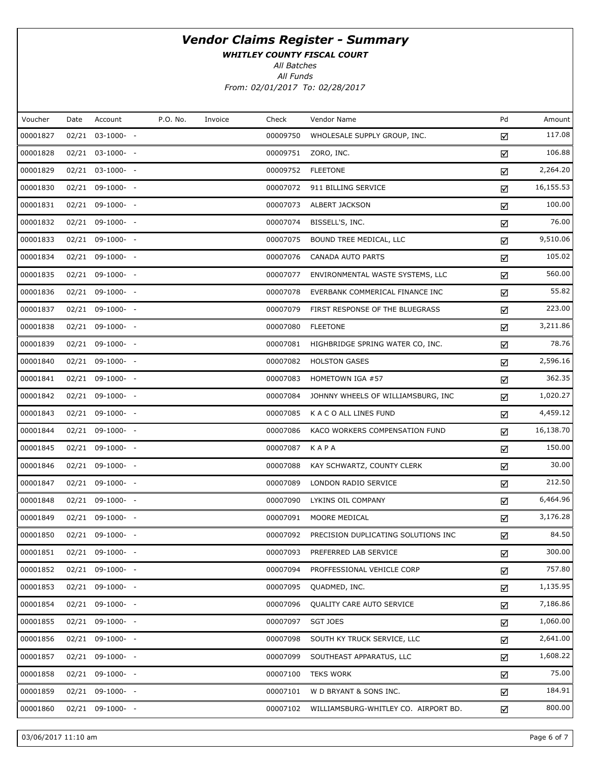# Vendor Claims Register - Summary

***WHITLEY COUNTY FISCAL COURT***

*All Batches*

*All Funds*

*From: 02/01/2017 To: 02/28/2017*

| Voucher | Date | Account | P.O. No. | Invoice | Check | Vendor Name | Pd | Amount |
|---|---|---|---|---|---|---|---|---|
| 00001827 | 02/21 | 03-1000- - | | | 00009750 | WHOLESALE SUPPLY GROUP, INC. | ☑ | 117.08 |
| 00001828 | 02/21 | 03-1000- - | | | 00009751 | ZORO, INC. | ☑ | 106.88 |
| 00001829 | 02/21 | 03-1000- - | | | 00009752 | FLEETONE | ☑ | 2,264.20 |
| 00001830 | 02/21 | 09-1000- - | | | 00007072 | 911 BILLING SERVICE | ☑ | 16,155.53 |
| 00001831 | 02/21 | 09-1000- - | | | 00007073 | ALBERT JACKSON | ☑ | 100.00 |
| 00001832 | 02/21 | 09-1000- - | | | 00007074 | BISSELL'S, INC. | ☑ | 76.00 |
| 00001833 | 02/21 | 09-1000- - | | | 00007075 | BOUND TREE MEDICAL, LLC | ☑ | 9,510.06 |
| 00001834 | 02/21 | 09-1000- - | | | 00007076 | CANADA AUTO PARTS | ☑ | 105.02 |
| 00001835 | 02/21 | 09-1000- - | | | 00007077 | ENVIRONMENTAL WASTE SYSTEMS, LLC | ☑ | 560.00 |
| 00001836 | 02/21 | 09-1000- - | | | 00007078 | EVERBANK COMMERICAL FINANCE INC | ☑ | 55.82 |
| 00001837 | 02/21 | 09-1000- - | | | 00007079 | FIRST RESPONSE OF THE BLUEGRASS | ☑ | 223.00 |
| 00001838 | 02/21 | 09-1000- - | | | 00007080 | FLEETONE | ☑ | 3,211.86 |
| 00001839 | 02/21 | 09-1000- - | | | 00007081 | HIGHBRIDGE SPRING WATER CO, INC. | ☑ | 78.76 |
| 00001840 | 02/21 | 09-1000- - | | | 00007082 | HOLSTON GASES | ☑ | 2,596.16 |
| 00001841 | 02/21 | 09-1000- - | | | 00007083 | HOMETOWN IGA #57 | ☑ | 362.35 |
| 00001842 | 02/21 | 09-1000- - | | | 00007084 | JOHNNY WHEELS OF WILLIAMSBURG, INC | ☑ | 1,020.27 |
| 00001843 | 02/21 | 09-1000- - | | | 00007085 | K A C O ALL LINES FUND | ☑ | 4,459.12 |
| 00001844 | 02/21 | 09-1000- - | | | 00007086 | KACO WORKERS COMPENSATION FUND | ☑ | 16,138.70 |
| 00001845 | 02/21 | 09-1000- - | | | 00007087 | K A P A | ☑ | 150.00 |
| 00001846 | 02/21 | 09-1000- - | | | 00007088 | KAY SCHWARTZ, COUNTY CLERK | ☑ | 30.00 |
| 00001847 | 02/21 | 09-1000- - | | | 00007089 | LONDON RADIO SERVICE | ☑ | 212.50 |
| 00001848 | 02/21 | 09-1000- - | | | 00007090 | LYKINS OIL COMPANY | ☑ | 6,464.96 |
| 00001849 | 02/21 | 09-1000- - | | | 00007091 | MOORE MEDICAL | ☑ | 3,176.28 |
| 00001850 | 02/21 | 09-1000- - | | | 00007092 | PRECISION DUPLICATING SOLUTIONS INC | ☑ | 84.50 |
| 00001851 | 02/21 | 09-1000- - | | | 00007093 | PREFERRED LAB SERVICE | ☑ | 300.00 |
| 00001852 | 02/21 | 09-1000- - | | | 00007094 | PROFFESSIONAL VEHICLE CORP | ☑ | 757.80 |
| 00001853 | 02/21 | 09-1000- - | | | 00007095 | QUADMED, INC. | ☑ | 1,135.95 |
| 00001854 | 02/21 | 09-1000- - | | | 00007096 | QUALITY CARE AUTO SERVICE | ☑ | 7,186.86 |
| 00001855 | 02/21 | 09-1000- - | | | 00007097 | SGT JOES | ☑ | 1,060.00 |
| 00001856 | 02/21 | 09-1000- - | | | 00007098 | SOUTH KY TRUCK SERVICE, LLC | ☑ | 2,641.00 |
| 00001857 | 02/21 | 09-1000- - | | | 00007099 | SOUTHEAST APPARATUS, LLC | ☑ | 1,608.22 |
| 00001858 | 02/21 | 09-1000- - | | | 00007100 | TEKS WORK | ☑ | 75.00 |
| 00001859 | 02/21 | 09-1000- - | | | 00007101 | W D BRYANT & SONS INC. | ☑ | 184.91 |
| 00001860 | 02/21 | 09-1000- - | | | 00007102 | WILLIAMSBURG-WHITLEY CO. AIRPORT BD. | ☑ | 800.00 |

03/06/2017 11:10 am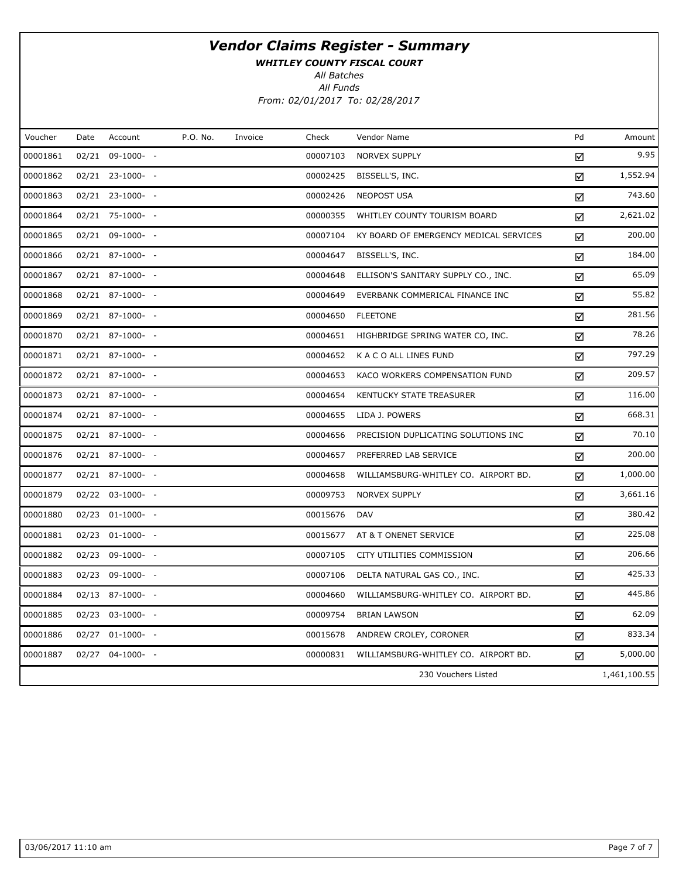# *Vendor Claims Register - Summary*

***WHITLEY COUNTY FISCAL COURT***

*All Batches*

*All Funds*

*From: 02/01/2017 To: 02/28/2017*

| Voucher | Date | Account | P.O. No. | Invoice | Check | Vendor Name | Pd | Amount |
|---|---|---|---|---|---|---|---|---|
| 00001861 | 02/21 | 09-1000- - | | | 00007103 | NORVEX SUPPLY | ☑ | 9.95 |
| 00001862 | 02/21 | 23-1000- - | | | 00002425 | BISSELL'S, INC. | ☑ | 1,552.94 |
| 00001863 | 02/21 | 23-1000- - | | | 00002426 | NEOPOST USA | ☑ | 743.60 |
| 00001864 | 02/21 | 75-1000- - | | | 00000355 | WHITLEY COUNTY TOURISM BOARD | ☑ | 2,621.02 |
| 00001865 | 02/21 | 09-1000- - | | | 00007104 | KY BOARD OF EMERGENCY MEDICAL SERVICES | ☑ | 200.00 |
| 00001866 | 02/21 | 87-1000- - | | | 00004647 | BISSELL'S, INC. | ☑ | 184.00 |
| 00001867 | 02/21 | 87-1000- - | | | 00004648 | ELLISON'S SANITARY SUPPLY CO., INC. | ☑ | 65.09 |
| 00001868 | 02/21 | 87-1000- - | | | 00004649 | EVERBANK COMMERICAL FINANCE INC | ☑ | 55.82 |
| 00001869 | 02/21 | 87-1000- - | | | 00004650 | FLEETONE | ☑ | 281.56 |
| 00001870 | 02/21 | 87-1000- - | | | 00004651 | HIGHBRIDGE SPRING WATER CO, INC. | ☑ | 78.26 |
| 00001871 | 02/21 | 87-1000- - | | | 00004652 | K A C O ALL LINES FUND | ☑ | 797.29 |
| 00001872 | 02/21 | 87-1000- - | | | 00004653 | KACO WORKERS COMPENSATION FUND | ☑ | 209.57 |
| 00001873 | 02/21 | 87-1000- - | | | 00004654 | KENTUCKY STATE TREASURER | ☑ | 116.00 |
| 00001874 | 02/21 | 87-1000- - | | | 00004655 | LIDA J. POWERS | ☑ | 668.31 |
| 00001875 | 02/21 | 87-1000- - | | | 00004656 | PRECISION DUPLICATING SOLUTIONS INC | ☑ | 70.10 |
| 00001876 | 02/21 | 87-1000- - | | | 00004657 | PREFERRED LAB SERVICE | ☑ | 200.00 |
| 00001877 | 02/21 | 87-1000- - | | | 00004658 | WILLIAMSBURG-WHITLEY CO. AIRPORT BD. | ☑ | 1,000.00 |
| 00001879 | 02/22 | 03-1000- - | | | 00009753 | NORVEX SUPPLY | ☑ | 3,661.16 |
| 00001880 | 02/23 | 01-1000- - | | | 00015676 | DAV | ☑ | 380.42 |
| 00001881 | 02/23 | 01-1000- - | | | 00015677 | AT & T ONENET SERVICE | ☑ | 225.08 |
| 00001882 | 02/23 | 09-1000- - | | | 00007105 | CITY UTILITIES COMMISSION | ☑ | 206.66 |
| 00001883 | 02/23 | 09-1000- - | | | 00007106 | DELTA NATURAL GAS CO., INC. | ☑ | 425.33 |
| 00001884 | 02/13 | 87-1000- - | | | 00004660 | WILLIAMSBURG-WHITLEY CO. AIRPORT BD. | ☑ | 445.86 |
| 00001885 | 02/23 | 03-1000- - | | | 00009754 | BRIAN LAWSON | ☑ | 62.09 |
| 00001886 | 02/27 | 01-1000- - | | | 00015678 | ANDREW CROLEY, CORONER | ☑ | 833.34 |
| 00001887 | 02/27 | 04-1000- - | | | 00000831 | WILLIAMSBURG-WHITLEY CO. AIRPORT BD. | ☑ | 5,000.00 |
| | | | | | | 230 Vouchers Listed | | 1,461,100.55 |

03/06/2017 11:10 am